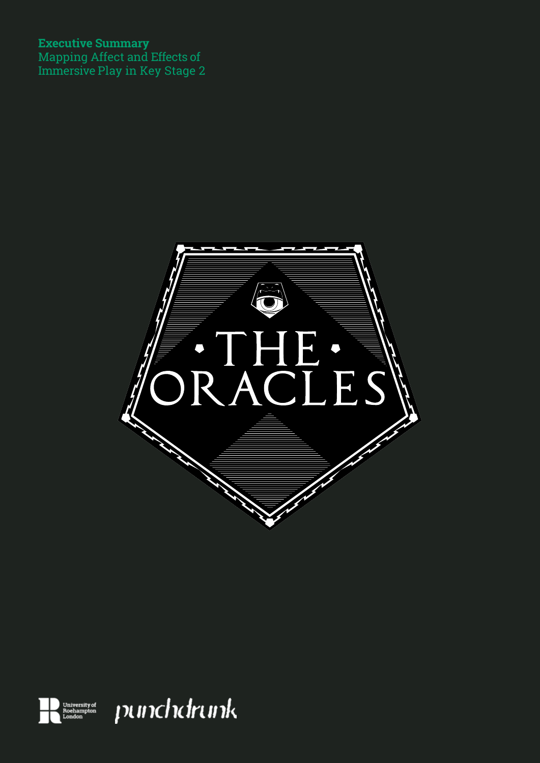**Executive Summary**
Mapping Affect and Effects of Immersive Play in Key Stage 2

# THE ORACLES

University of Roehampton London

punchdrunk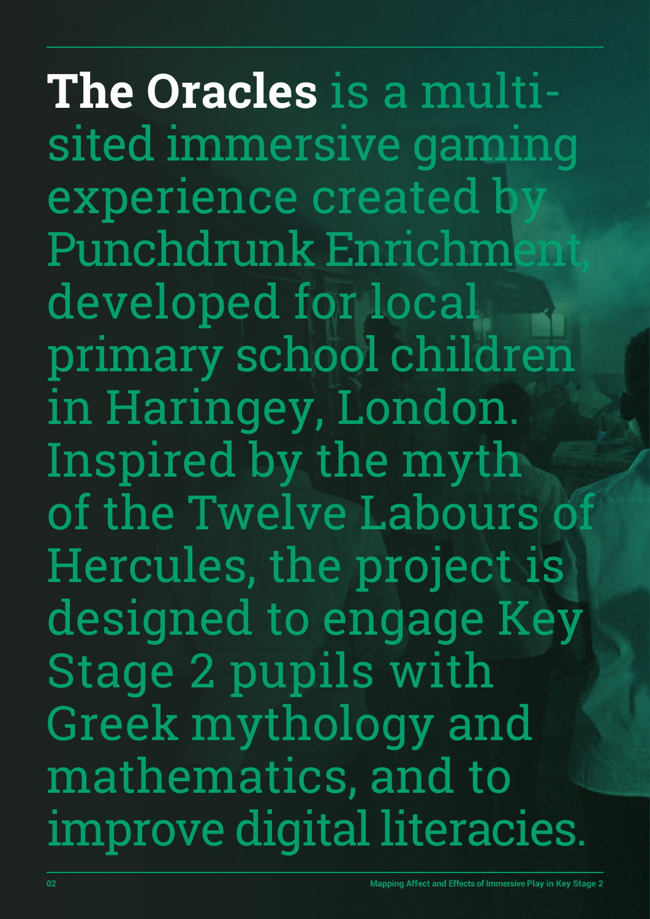**The Oracles** is a multi-sited immersive gaming experience created by Punchdrunk Enrichment, developed for local primary school children in Haringey, London. Inspired by the myth of the Twelve Labours of Hercules, the project is designed to engage Key Stage 2 pupils with Greek mythology and mathematics, and to improve digital literacies.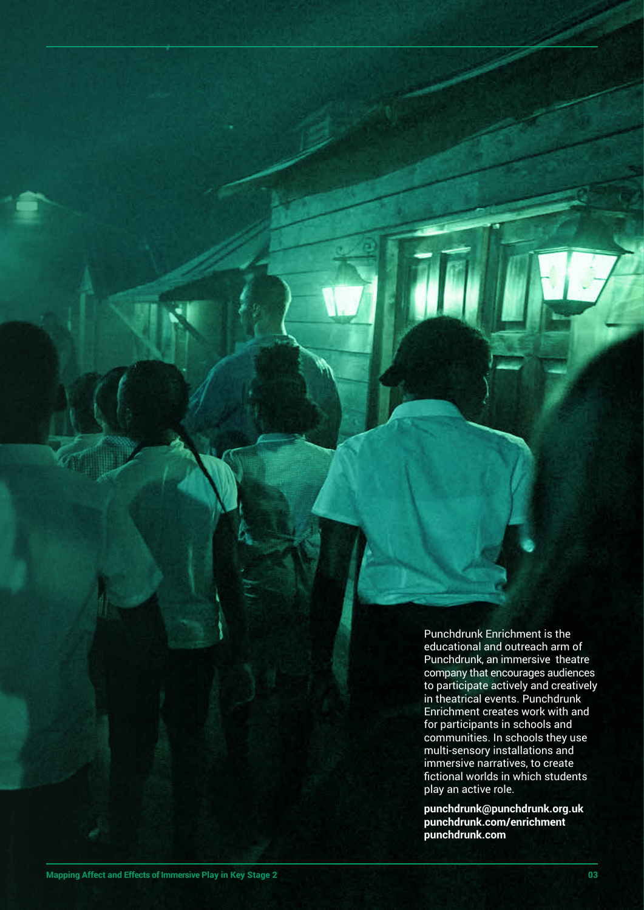Punchdrunk Enrichment is the educational and outreach arm of Punchdrunk, an immersive theatre company that encourages audiences to participate actively and creatively in theatrical events. Punchdrunk Enrichment creates work with and for participants in schools and communities. In schools they use multi-sensory installations and immersive narratives, to create fictional worlds in which students play an active role.

**punchdrunk@punchdrunk.org.uk**
**punchdrunk.com/enrichment**
**punchdrunk.com**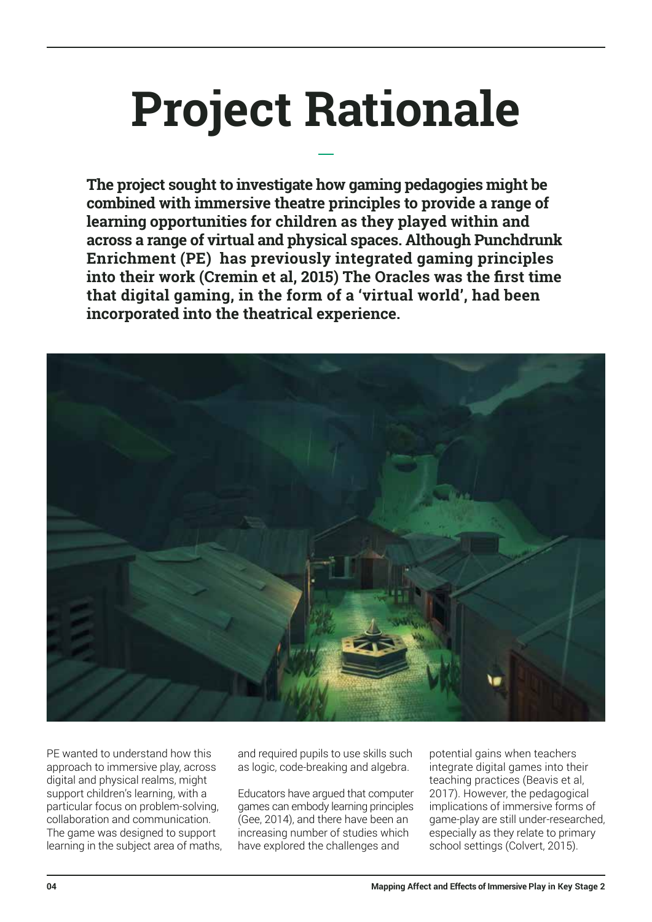# Project Rationale

**The project sought to investigate how gaming pedagogies might be combined with immersive theatre principles to provide a range of learning opportunities for children as they played within and across a range of virtual and physical spaces. Although Punchdrunk Enrichment (PE) has previously integrated gaming principles into their work (Cremin et al, 2015) The Oracles was the first time that digital gaming, in the form of a 'virtual world', had been incorporated into the theatrical experience.**

PE wanted to understand how this approach to immersive play, across digital and physical realms, might support children's learning, with a particular focus on problem-solving, collaboration and communication. The game was designed to support learning in the subject area of maths, and required pupils to use skills such as logic, code-breaking and algebra.

Educators have argued that computer games can embody learning principles (Gee, 2014), and there have been an increasing number of studies which have explored the challenges and potential gains when teachers integrate digital games into their teaching practices (Beavis et al, 2017). However, the pedagogical implications of immersive forms of game-play are still under-researched, especially as they relate to primary school settings (Colvert, 2015).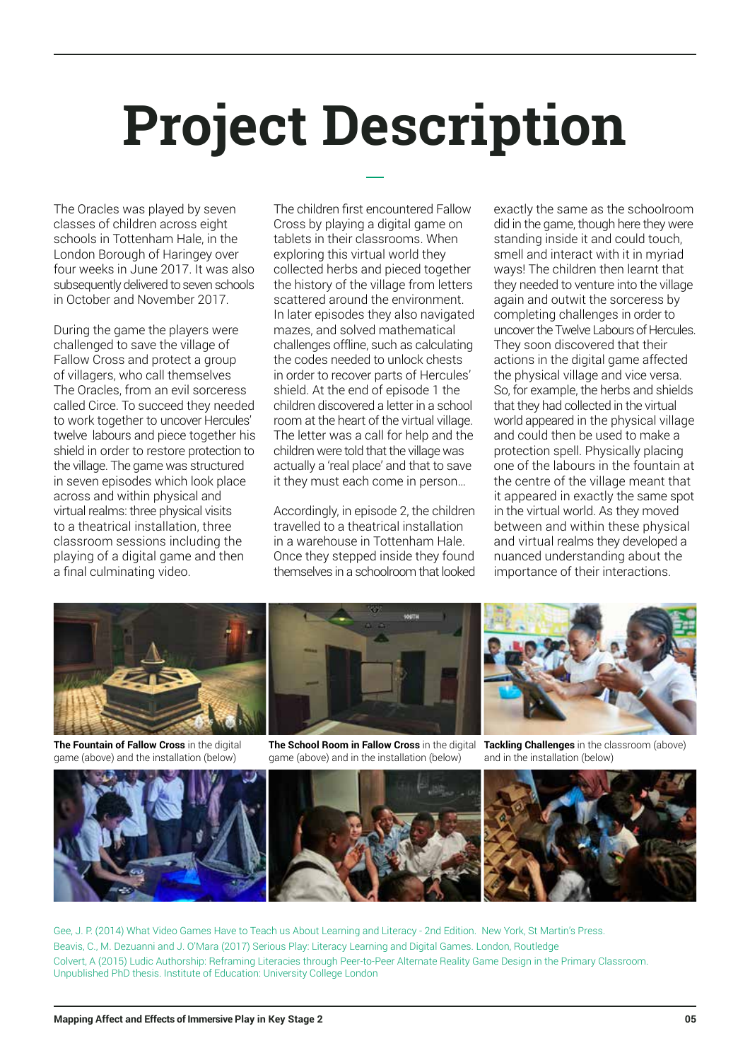# Project Description

The Oracles was played by seven classes of children across eight schools in Tottenham Hale, in the London Borough of Haringey over four weeks in June 2017. It was also subsequently delivered to seven schools in October and November 2017.

During the game the players were challenged to save the village of Fallow Cross and protect a group of villagers, who call themselves The Oracles, from an evil sorceress called Circe. To succeed they needed to work together to uncover Hercules' twelve labours and piece together his shield in order to restore protection to the village. The game was structured in seven episodes which took place across and within physical and virtual realms: three physical visits to a theatrical installation, three classroom sessions including the playing of a digital game and then a final culminating video.

The children first encountered Fallow Cross by playing a digital game on tablets in their classrooms. When exploring this virtual world they collected herbs and pieced together the history of the village from letters scattered around the environment. In later episodes they also navigated mazes, and solved mathematical challenges offline, such as calculating the codes needed to unlock chests in order to recover parts of Hercules' shield. At the end of episode 1 the children discovered a letter in a school room at the heart of the virtual village. The letter was a call for help and the children were told that the village was actually a 'real place' and that to save it they must each come in person…

Accordingly, in episode 2, the children travelled to a theatrical installation in a warehouse in Tottenham Hale. Once they stepped inside they found themselves in a schoolroom that looked exactly the same as the schoolroom did in the game, though here they were standing inside it and could touch, smell and interact with it in myriad ways! The children then learnt that they needed to venture into the village again and outwit the sorceress by completing challenges in order to uncover the Twelve Labours of Hercules. They soon discovered that their actions in the digital game affected the physical village and vice versa. So, for example, the herbs and shields that they had collected in the virtual world appeared in the physical village and could then be used to make a protection spell. Physically placing one of the labours in the fountain at the centre of the village meant that it appeared in exactly the same spot in the virtual world. As they moved between and within these physical and virtual realms they developed a nuanced understanding about the importance of their interactions.

**The Fountain of Fallow Cross** in the digital game (above) and the installation (below)

**The School Room in Fallow Cross** in the digital game (above) and in the installation (below)

**Tackling Challenges** in the classroom (above) and in the installation (below)

Gee, J. P. (2014) What Video Games Have to Teach us About Learning and Literacy - 2nd Edition. New York, St Martin's Press.

Beavis, C., M. Dezuanni and J. O'Mara (2017) Serious Play: Literacy Learning and Digital Games. London, Routledge

Colvert, A (2015) Ludic Authorship: Reframing Literacies through Peer-to-Peer Alternate Reality Game Design in the Primary Classroom. Unpublished PhD thesis. Institute of Education: University College London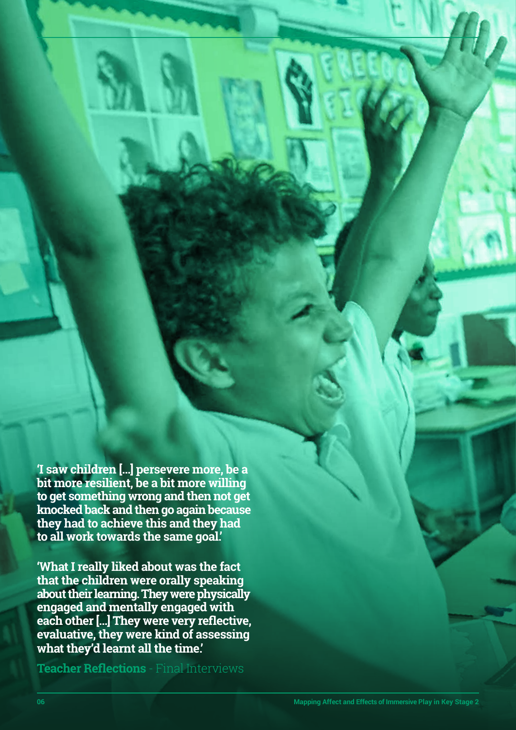**'I saw children [...] persevere more, be a bit more resilient, be a bit more willing to get something wrong and then not get knocked back and then go again because they had to achieve this and they had to all work towards the same goal.'**

**'What I really liked about was the fact that the children were orally speaking about their learning. They were physically engaged and mentally engaged with each other [...] They were very reflective, evaluative, they were kind of assessing what they'd learnt all the time.'**

**Teacher Reflections** - Final Interviews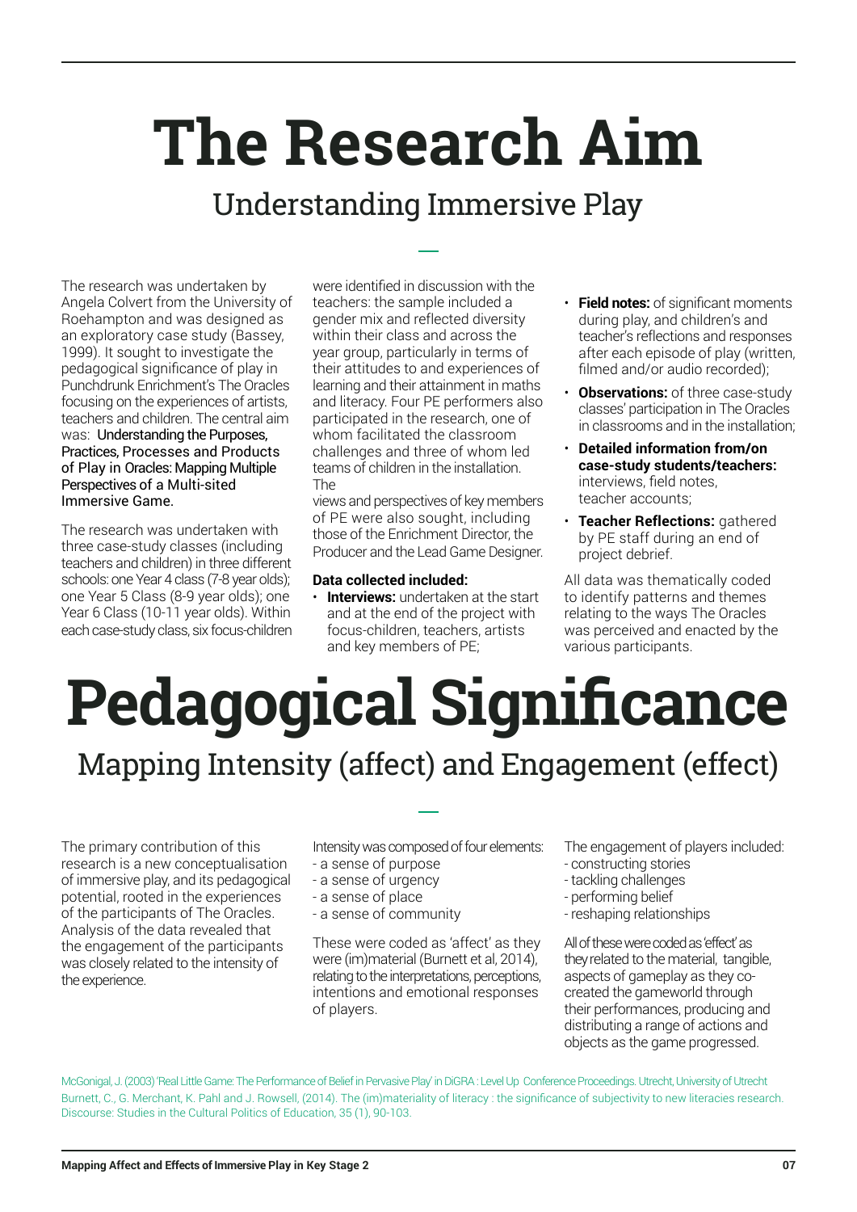# The Research Aim

## Understanding Immersive Play

The research was undertaken by Angela Colvert from the University of Roehampton and was designed as an exploratory case study (Bassey, 1999). It sought to investigate the pedagogical significance of play in Punchdrunk Enrichment's The Oracles focusing on the experiences of artists, teachers and children. The central aim was: Understanding the Purposes, Practices, Processes and Products of Play in Oracles: Mapping Multiple Perspectives of a Multi-sited Immersive Game.

The research was undertaken with three case-study classes (including teachers and children) in three different schools: one Year 4 class (7-8 year olds); one Year 5 Class (8-9 year olds); one Year 6 Class (10-11 year olds). Within each case-study class, six focus-children were identified in discussion with the teachers: the sample included a gender mix and reflected diversity within their class and across the year group, particularly in terms of their attitudes to and experiences of learning and their attainment in maths and literacy. Four PE performers also participated in the research, one of whom facilitated the classroom challenges and three of whom led teams of children in the installation. The views and perspectives of key members of PE were also sought, including those of the Enrichment Director, the Producer and the Lead Game Designer.

**Data collected included:**

- **Interviews:** undertaken at the start and at the end of the project with focus-children, teachers, artists and key members of PE;
- **Field notes:** of significant moments during play, and children's and teacher's reflections and responses after each episode of play (written, filmed and/or audio recorded);
- **Observations:** of three case-study classes' participation in The Oracles in classrooms and in the installation;
- **Detailed information from/on case-study students/teachers:** interviews, field notes, teacher accounts;
- **Teacher Reflections:** gathered by PE staff during an end of project debrief.

All data was thematically coded to identify patterns and themes relating to the ways The Oracles was perceived and enacted by the various participants.

# Pedagogical Significance

## Mapping Intensity (affect) and Engagement (effect)

The primary contribution of this research is a new conceptualisation of immersive play, and its pedagogical potential, rooted in the experiences of the participants of The Oracles. Analysis of the data revealed that the engagement of the participants was closely related to the intensity of the experience.

Intensity was composed of four elements:
- a sense of purpose
- a sense of urgency
- a sense of place
- a sense of community

These were coded as 'affect' as they were (im)material (Burnett et al, 2014), relating to the interpretations, perceptions, intentions and emotional responses of players.

The engagement of players included:
- constructing stories
- tackling challenges
- performing belief
- reshaping relationships

All of these were coded as 'effect' as they related to the material, tangible, aspects of gameplay as they co-created the gameworld through their performances, producing and distributing a range of actions and objects as the game progressed.

McGonigal, J. (2003) 'Real Little Game: The Performance of Belief in Pervasive Play' in DiGRA : Level Up Conference Proceedings. Utrecht, University of Utrecht
Burnett, C., G. Merchant, K. Pahl and J. Rowsell, (2014). The (im)materiality of literacy : the significance of subjectivity to new literacies research. Discourse: Studies in the Cultural Politics of Education, 35 (1), 90-103.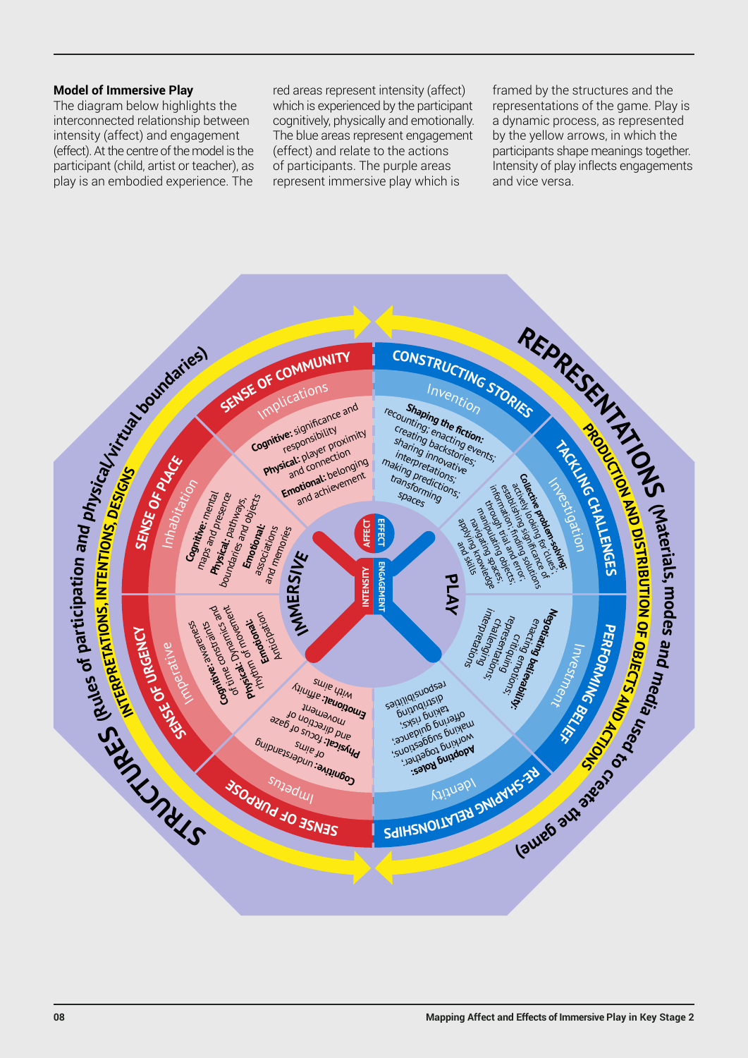## Model of Immersive Play

The diagram below highlights the interconnected relationship between intensity (affect) and engagement (effect). At the centre of the model is the participant (child, artist or teacher), as play is an embodied experience. The red areas represent intensity (affect) which is experienced by the participant cognitively, physically and emotionally. The blue areas represent engagement (effect) and relate to the actions of participants. The purple areas represent immersive play which is framed by the structures and the representations of the game. Play is a dynamic process, as represented by the yellow arrows, in which the participants shape meanings together. Intensity of play inflects engagements and vice versa.

STRUCTURES (Rules of participation and physical/virtual boundaries)
INTERPRETATIONS, INTENTIONS, DESIGNS

REPRESENTATIONS (Materials, modes and media used to create the game)
PRODUCTION AND DISTRIBUTION OF OBJECTS AND ACTIONS

IMMERSIVE PLAY

AFFECT / INTENSITY — EFFECT / ENGAGEMENT

**SENSE OF COMMUNITY** — Implications
**Cognitive:** significance and responsibility
**Physical:** player proximity and connection
**Emotional:** belonging and achievement

**SENSE OF PLACE** — Inhabitation
**Cognitive:** mental maps and presence
**Physical:** pathways, boundaries and objects
**Emotional:** associations and memories

**SENSE OF URGENCY** — Imperative
**Cognitive:** awareness of time constraints and
**Physical:** Dynamic movement, rhythm of movement
**Emotional:** Anticipation

**SENSE OF PURPOSE** — Impetus
**Cognitive:** understanding of aims
**Physical:** focus of gaze and direction of movement
**Emotional:** affinity with aims

**CONSTRUCTING STORIES** — Invention
**Shaping the fiction:** recounting; enacting events; creating backstories; sharing innovative interpretations; making predictions; transforming spaces

**TACKLING CHALLENGES** — Investigation
**Collective problem-solving:** actively looking for clues; establishing significance of information; finding solutions through trial and error; manipulating objects; navigating spaces; applying knowledge and skills

**PERFORMING BELIEF** — Investment
**Negotiating believability:** enacting emotions; critiquing representations; challenging interpretations

**RE-SHAPING RELATIONSHIPS** — Identity
**Adopting Roles:** working together; making suggestions; offering guidance; taking risks; distributing responsibilities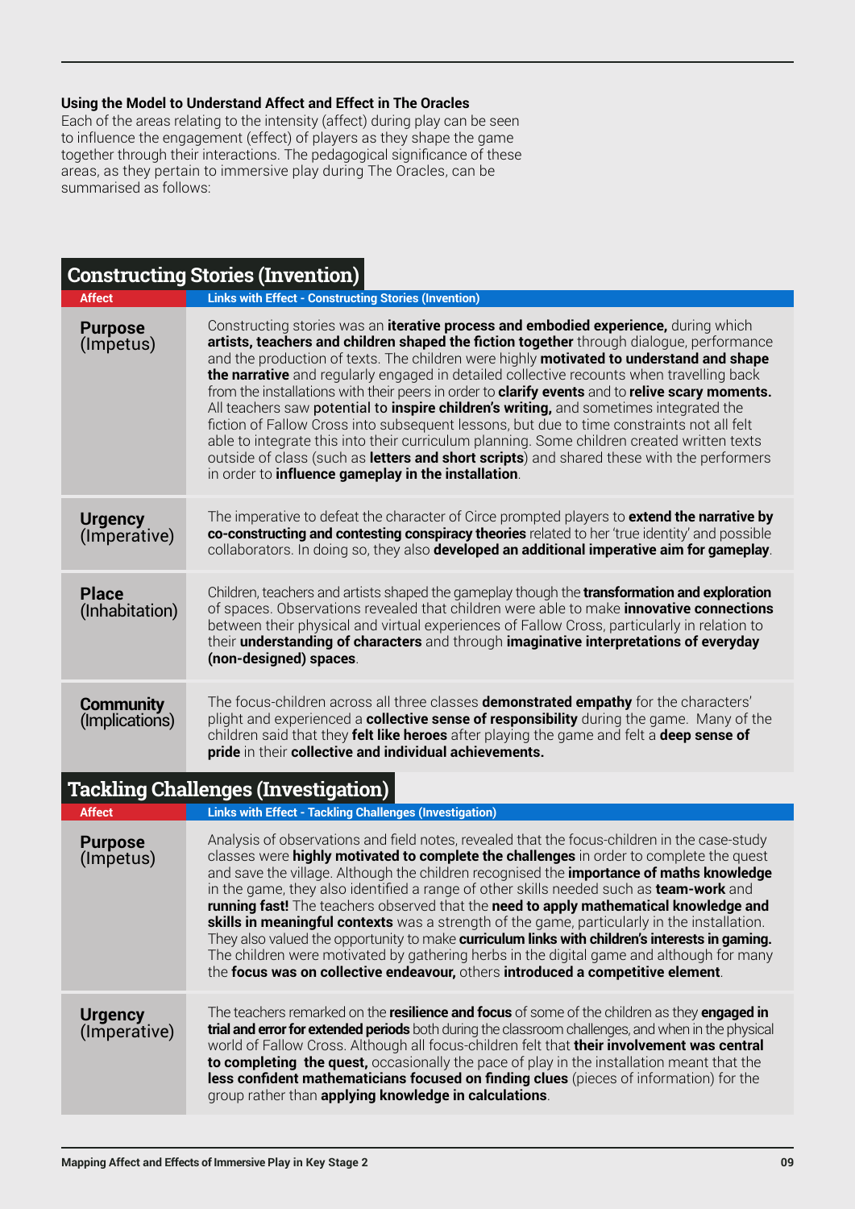### Using the Model to Understand Affect and Effect in The Oracles

Each of the areas relating to the intensity (affect) during play can be seen to influence the engagement (effect) of players as they shape the game together through their interactions. The pedagogical significance of these areas, as they pertain to immersive play during The Oracles, can be summarised as follows:

## Constructing Stories (Invention)

| Affect | Links with Effect - Constructing Stories (Invention) |
|---|---|
| **Purpose** (Impetus) | Constructing stories was an **iterative process and embodied experience,** during which **artists, teachers and children shaped the fiction together** through dialogue, performance and the production of texts. The children were highly **motivated to understand and shape the narrative** and regularly engaged in detailed collective recounts when travelling back from the installations with their peers in order to **clarify events** and to **relive scary moments.** All teachers saw **potential** to **inspire children's writing,** and sometimes integrated the fiction of Fallow Cross into subsequent lessons, but due to time constraints not all felt able to integrate this into their curriculum planning. Some children created written texts outside of class (such as **letters and short scripts**) and shared these with the performers in order to **influence gameplay in the installation**. |
| **Urgency** (Imperative) | The imperative to defeat the character of Circe prompted players to **extend the narrative by co-constructing and contesting conspiracy theories** related to her 'true identity' and possible collaborators. In doing so, they also **developed an additional imperative aim for gameplay**. |
| **Place** (Inhabitation) | Children, teachers and artists shaped the gameplay though the **transformation and exploration** of spaces. Observations revealed that children were able to make **innovative connections** between their physical and virtual experiences of Fallow Cross, particularly in relation to their **understanding of characters** and through **imaginative interpretations of everyday (non-designed) spaces**. |
| **Community** (Implications) | The focus-children across all three classes **demonstrated empathy** for the characters' plight and experienced a **collective sense of responsibility** during the game. Many of the children said that they **felt like heroes** after playing the game and felt a **deep sense of pride** in their **collective and individual achievements.** |

## Tackling Challenges (Investigation)

| Affect | Links with Effect - Tackling Challenges (Investigation) |
|---|---|
| **Purpose** (Impetus) | Analysis of observations and field notes, revealed that the focus-children in the case-study classes were **highly motivated to complete the challenges** in order to complete the quest and save the village. Although the children recognised the **importance of maths knowledge** in the game, they also identified a range of other skills needed such as **team-work** and **running fast!** The teachers observed that the **need to apply mathematical knowledge and skills in meaningful contexts** was a strength of the game, particularly in the installation. They also valued the opportunity to make **curriculum links with children's interests in gaming.** The children were motivated by gathering herbs in the digital game and although for many the **focus was on collective endeavour,** others **introduced a competitive element**. |
| **Urgency** (Imperative) | The teachers remarked on the **resilience and focus** of some of the children as they **engaged in trial and error for extended periods** both during the classroom challenges, and when in the physical world of Fallow Cross. Although all focus-children felt that **their involvement was central to completing the quest,** occasionally the pace of play in the installation meant that the **less confident mathematicians focused on finding clues** (pieces of information) for the group rather than **applying knowledge in calculations**. |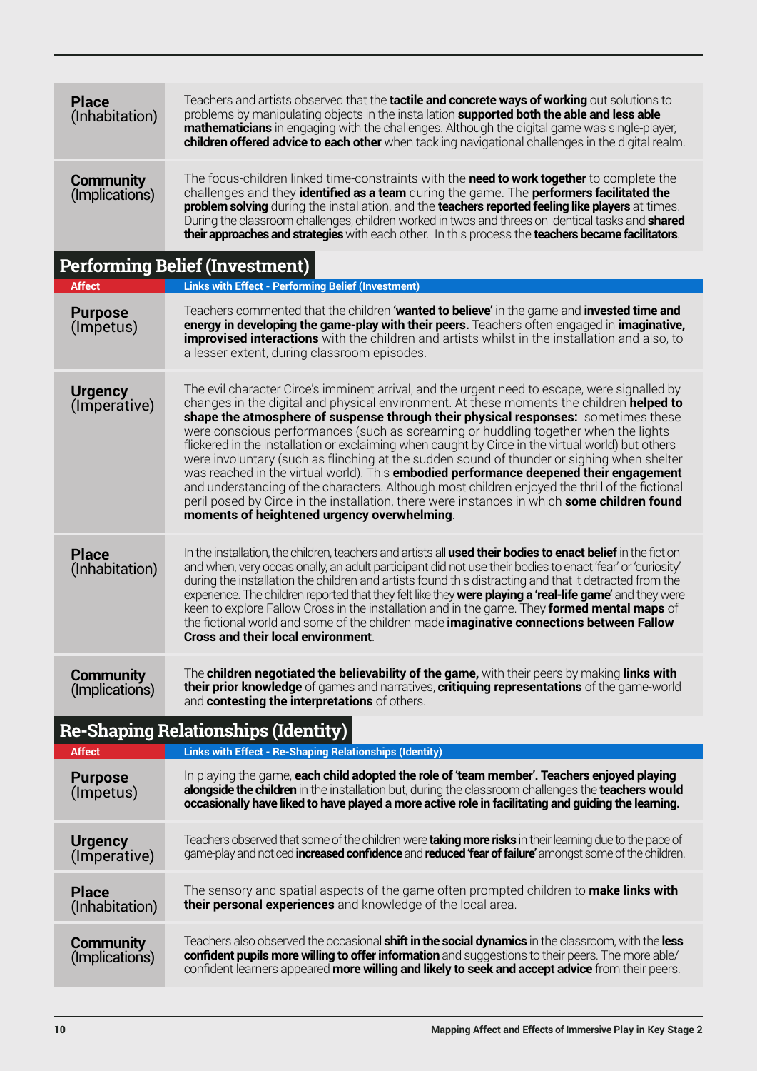| | |
|---|---|
| **Place** (Inhabitation) | Teachers and artists observed that the **tactile and concrete ways of working** out solutions to problems by manipulating objects in the installation **supported both the able and less able mathematicians** in engaging with the challenges. Although the digital game was single-player, **children offered advice to each other** when tackling navigational challenges in the digital realm. |
| **Community** (Implications) | The focus-children linked time-constraints with the **need to work together** to complete the challenges and they **identified as a team** during the game. The **performers facilitated the problem solving** during the installation, and the **teachers reported feeling like players** at times. During the classroom challenges, children worked in twos and threes on identical tasks and **shared their approaches and strategies** with each other. In this process the **teachers became facilitators**. |

## Performing Belief (Investment)

| Affect | Links with Effect - Performing Belief (Investment) |
|---|---|
| **Purpose** (Impetus) | Teachers commented that the children **'wanted to believe'** in the game and **invested time and energy in developing the game-play with their peers.** Teachers often engaged in **imaginative, improvised interactions** with the children and artists whilst in the installation and also, to a lesser extent, during classroom episodes. |
| **Urgency** (Imperative) | The evil character Circe's imminent arrival, and the urgent need to escape, were signalled by changes in the digital and physical environment. At these moments the children **helped to shape the atmosphere of suspense through their physical responses:** sometimes these were conscious performances (such as screaming or huddling together when the lights flickered in the installation or exclaiming when caught by Circe in the virtual world) but others were involuntary (such as flinching at the sudden sound of thunder or sighing when shelter was reached in the virtual world). This **embodied performance deepened their engagement** and understanding of the characters. Although most children enjoyed the thrill of the fictional peril posed by Circe in the installation, there were instances in which **some children found moments of heightened urgency overwhelming**. |
| **Place** (Inhabitation) | In the installation, the children, teachers and artists all **used their bodies to enact belief** in the fiction and when, very occasionally, an adult participant did not use their bodies to enact 'fear' or 'curiosity' during the installation the children and artists found this distracting and that it detracted from the experience. The children reported that they felt like they **were playing a 'real-life game'** and they were keen to explore Fallow Cross in the installation and in the game. They **formed mental maps** of the fictional world and some of the children made **imaginative connections between Fallow Cross and their local environment**. |
| **Community** (Implications) | The **children negotiated the believability of the game,** with their peers by making **links with their prior knowledge** of games and narratives, **critiquing representations** of the game-world and **contesting the interpretations** of others. |

## Re-Shaping Relationships (Identity)

| Affect | Links with Effect - Re-Shaping Relationships (Identity) |
|---|---|
| **Purpose** (Impetus) | In playing the game, **each child adopted the role of 'team member'. Teachers enjoyed playing alongside the children** in the installation but, during the classroom challenges the **teachers would occasionally have liked to have played a more active role in facilitating and guiding the learning.** |
| **Urgency** (Imperative) | Teachers observed that some of the children were **taking more risks** in their learning due to the pace of game-play and noticed **increased confidence** and **reduced 'fear of failure'** amongst some of the children. |
| **Place** (Inhabitation) | The sensory and spatial aspects of the game often prompted children to **make links with their personal experiences** and knowledge of the local area. |
| **Community** (Implications) | Teachers also observed the occasional **shift in the social dynamics** in the classroom, with the **less confident pupils more willing to offer information** and suggestions to their peers. The more able/ confident learners appeared **more willing and likely to seek and accept advice** from their peers. |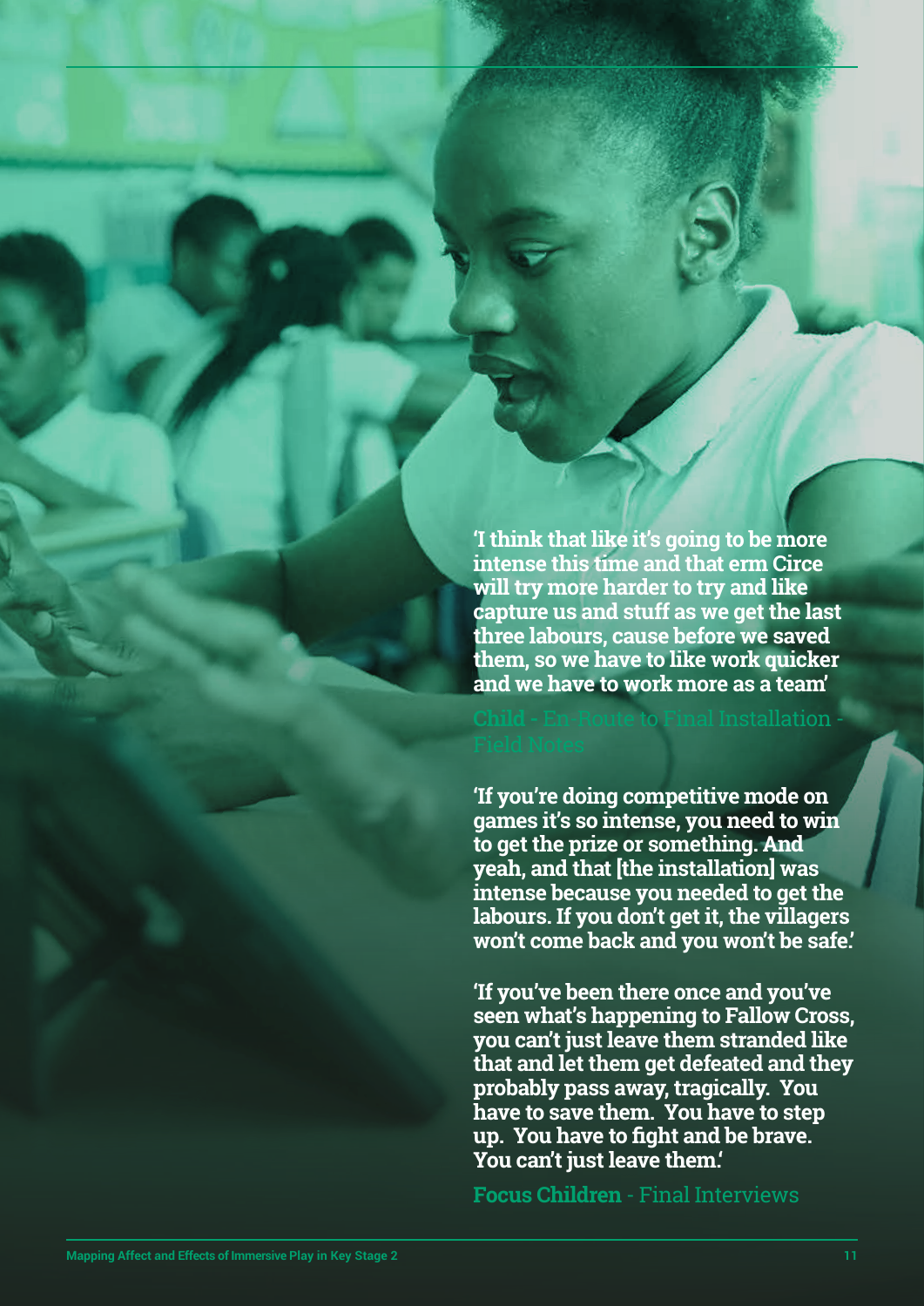**'I think that like it's going to be more intense this time and that erm Circe will try more harder to try and like capture us and stuff as we get the last three labours, cause before we saved them, so we have to like work quicker and we have to work more as a team'**

**Child** - En-Route to Final Installation - Field Notes

**'If you're doing competitive mode on games it's so intense, you need to win to get the prize or something. And yeah, and that [the installation] was intense because you needed to get the labours. If you don't get it, the villagers won't come back and you won't be safe.'**

**'If you've been there once and you've seen what's happening to Fallow Cross, you can't just leave them stranded like that and let them get defeated and they probably pass away, tragically. You have to save them. You have to step up. You have to fight and be brave. You can't just leave them.'**

**Focus Children** - Final Interviews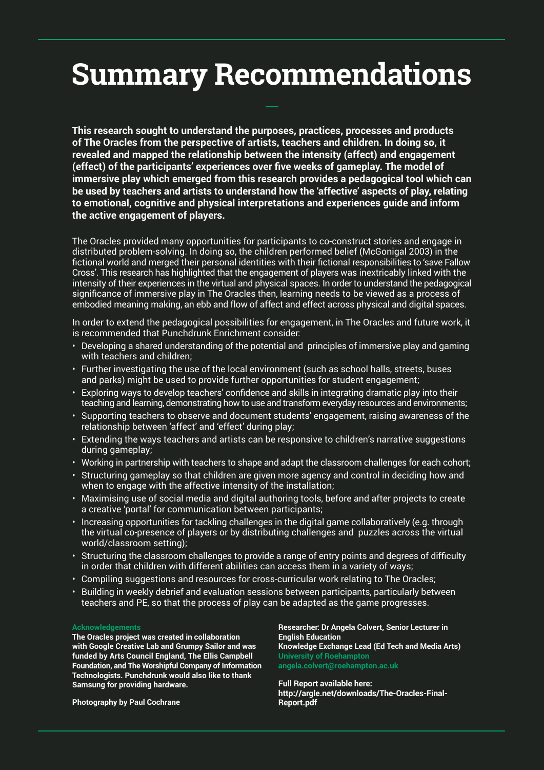# Summary Recommendations

**This research sought to understand the purposes, practices, processes and products of The Oracles from the perspective of artists, teachers and children. In doing so, it revealed and mapped the relationship between the intensity (affect) and engagement (effect) of the participants' experiences over five weeks of gameplay. The model of immersive play which emerged from this research provides a pedagogical tool which can be used by teachers and artists to understand how the 'affective' aspects of play, relating to emotional, cognitive and physical interpretations and experiences guide and inform the active engagement of players.**

The Oracles provided many opportunities for participants to co-construct stories and engage in distributed problem-solving. In doing so, the children performed belief (McGonigal 2003) in the fictional world and merged their personal identities with their fictional responsibilities to 'save Fallow Cross'. This research has highlighted that the engagement of players was inextricably linked with the intensity of their experiences in the virtual and physical spaces. In order to understand the pedagogical significance of immersive play in The Oracles then, learning needs to be viewed as a process of embodied meaning making, an ebb and flow of affect and effect across physical and digital spaces.

In order to extend the pedagogical possibilities for engagement, in The Oracles and future work, it is recommended that Punchdrunk Enrichment consider:

- Developing a shared understanding of the potential and principles of immersive play and gaming with teachers and children;
- Further investigating the use of the local environment (such as school halls, streets, buses and parks) might be used to provide further opportunities for student engagement;
- Exploring ways to develop teachers' confidence and skills in integrating dramatic play into their teaching and learning, demonstrating how to use and transform everyday resources and environments;
- Supporting teachers to observe and document students' engagement, raising awareness of the relationship between 'affect' and 'effect' during play;
- Extending the ways teachers and artists can be responsive to children's narrative suggestions during gameplay;
- Working in partnership with teachers to shape and adapt the classroom challenges for each cohort;
- Structuring gameplay so that children are given more agency and control in deciding how and when to engage with the affective intensity of the installation;
- Maximising use of social media and digital authoring tools, before and after projects to create a creative 'portal' for communication between participants;
- Increasing opportunities for tackling challenges in the digital game collaboratively (e.g. through the virtual co-presence of players or by distributing challenges and puzzles across the virtual world/classroom setting);
- Structuring the classroom challenges to provide a range of entry points and degrees of difficulty in order that children with different abilities can access them in a variety of ways;
- Compiling suggestions and resources for cross-curricular work relating to The Oracles;
- Building in weekly debrief and evaluation sessions between participants, particularly between teachers and PE, so that the process of play can be adapted as the game progresses.

**Acknowledgements**

**The Oracles project was created in collaboration with Google Creative Lab and Grumpy Sailor and was funded by Arts Council England, The Ellis Campbell Foundation, and The Worshipful Company of Information Technologists. Punchdrunk would also like to thank Samsung for providing hardware.**

**Photography by Paul Cochrane**

**Researcher: Dr Angela Colvert, Senior Lecturer in English Education**
**Knowledge Exchange Lead (Ed Tech and Media Arts)**
**University of Roehampton**
**angela.colvert@roehampton.ac.uk**

**Full Report available here:**
**http://argle.net/downloads/The-Oracles-Final-Report.pdf**